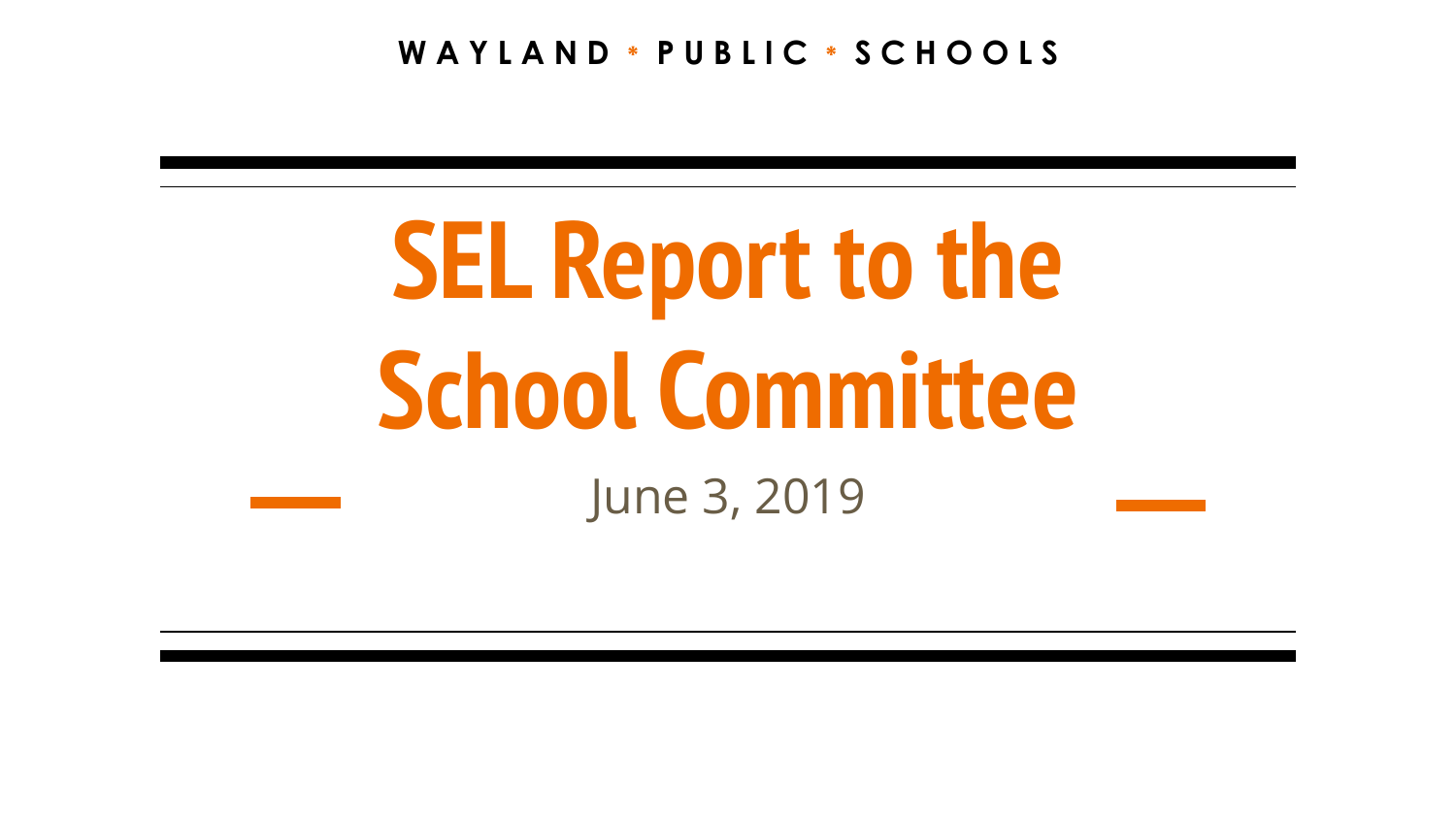WAYLAND * PUBLIC * SCHOOLS

# SEL Report to the School Committee

June 3, 2019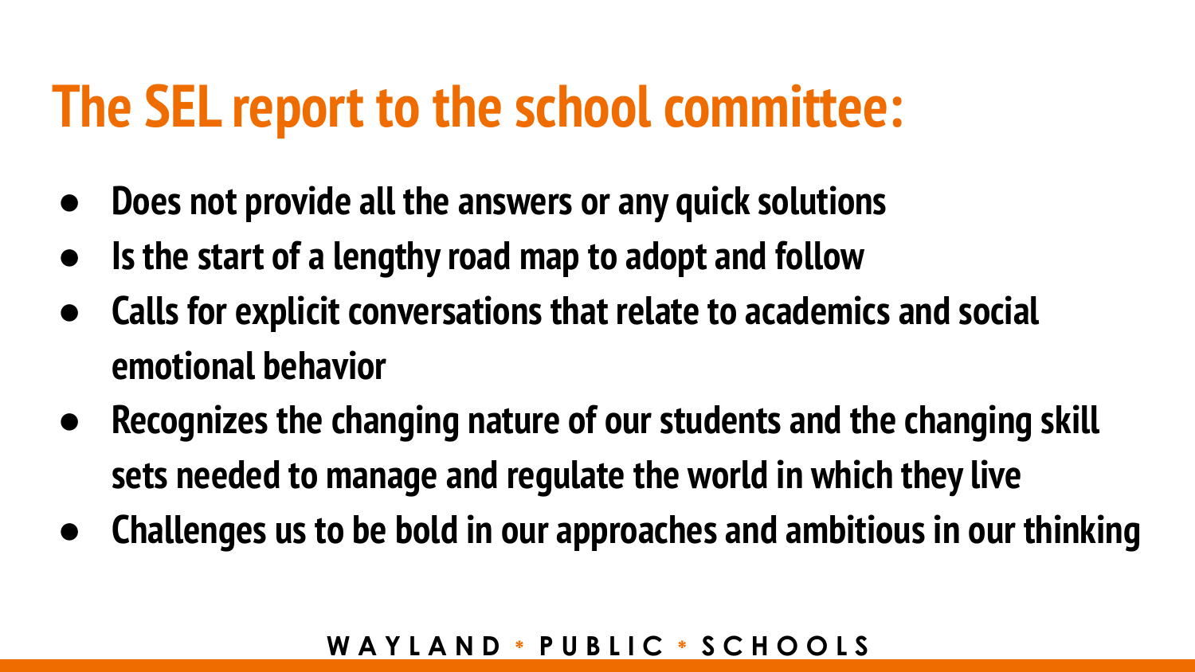# The SEL report to the school committee:

- Does not provide all the answers or any quick solutions
- Is the start of a lengthy road map to adopt and follow
- Calls for explicit conversations that relate to academics and social emotional behavior
- Recognizes the changing nature of our students and the changing skill sets needed to manage and regulate the world in which they live
- Challenges us to be bold in our approaches and ambitious in our thinking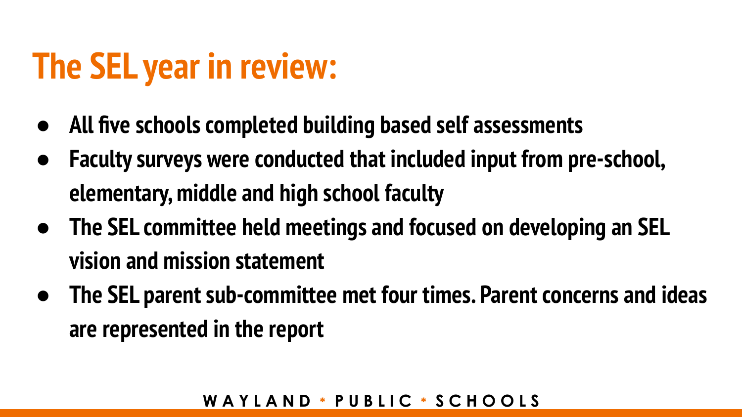# The SEL year in review:

- **All five schools completed building based self assessments**
- **Faculty surveys were conducted that included input from pre-school, elementary, middle and high school faculty**
- **The SEL committee held meetings and focused on developing an SEL vision and mission statement**
- **The SEL parent sub-committee met four times. Parent concerns and ideas are represented in the report**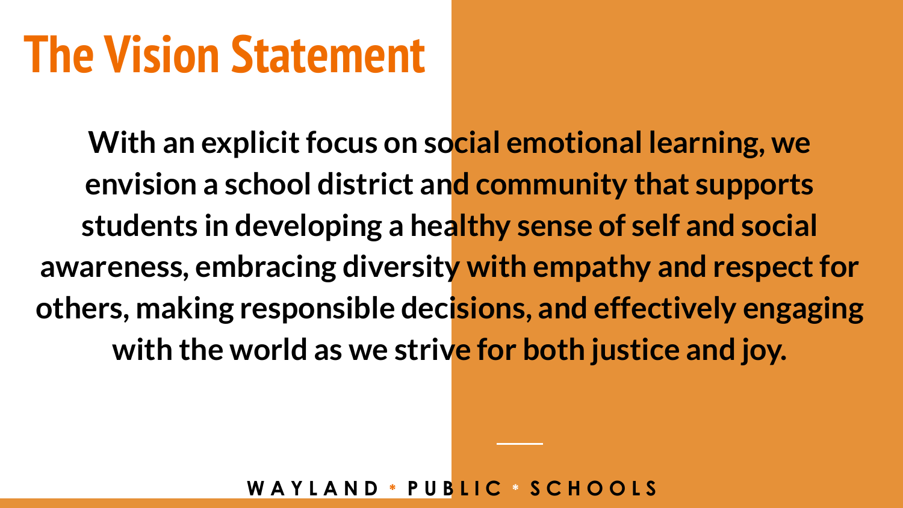# The Vision Statement

**With an explicit focus on social emotional learning, we envision a school district and community that supports students in developing a healthy sense of self and social awareness, embracing diversity with empathy and respect for others, making responsible decisions, and effectively engaging with the world as we strive for both justice and joy.**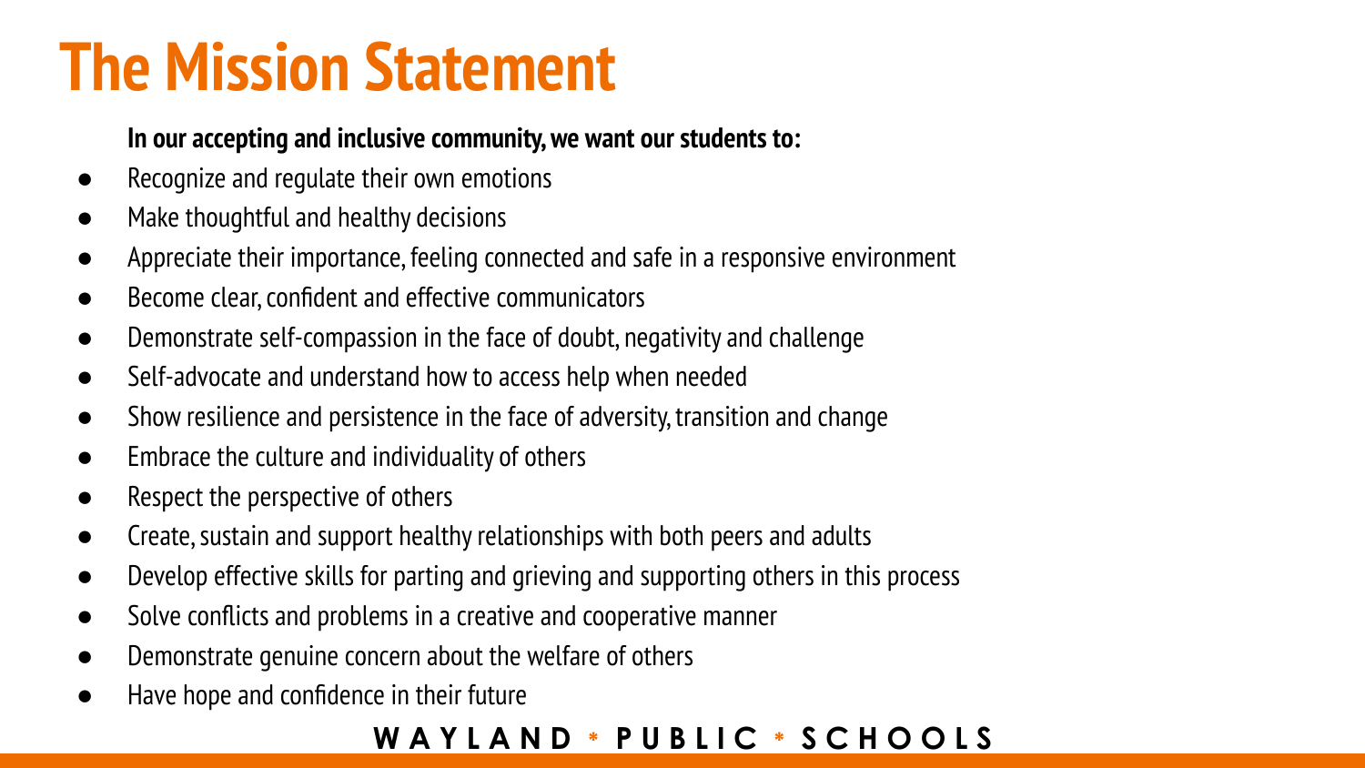# The Mission Statement

**In our accepting and inclusive community, we want our students to:**

- Recognize and regulate their own emotions
- Make thoughtful and healthy decisions
- Appreciate their importance, feeling connected and safe in a responsive environment
- Become clear, confident and effective communicators
- Demonstrate self-compassion in the face of doubt, negativity and challenge
- Self-advocate and understand how to access help when needed
- Show resilience and persistence in the face of adversity, transition and change
- Embrace the culture and individuality of others
- Respect the perspective of others
- Create, sustain and support healthy relationships with both peers and adults
- Develop effective skills for parting and grieving and supporting others in this process
- Solve conflicts and problems in a creative and cooperative manner
- Demonstrate genuine concern about the welfare of others
- Have hope and confidence in their future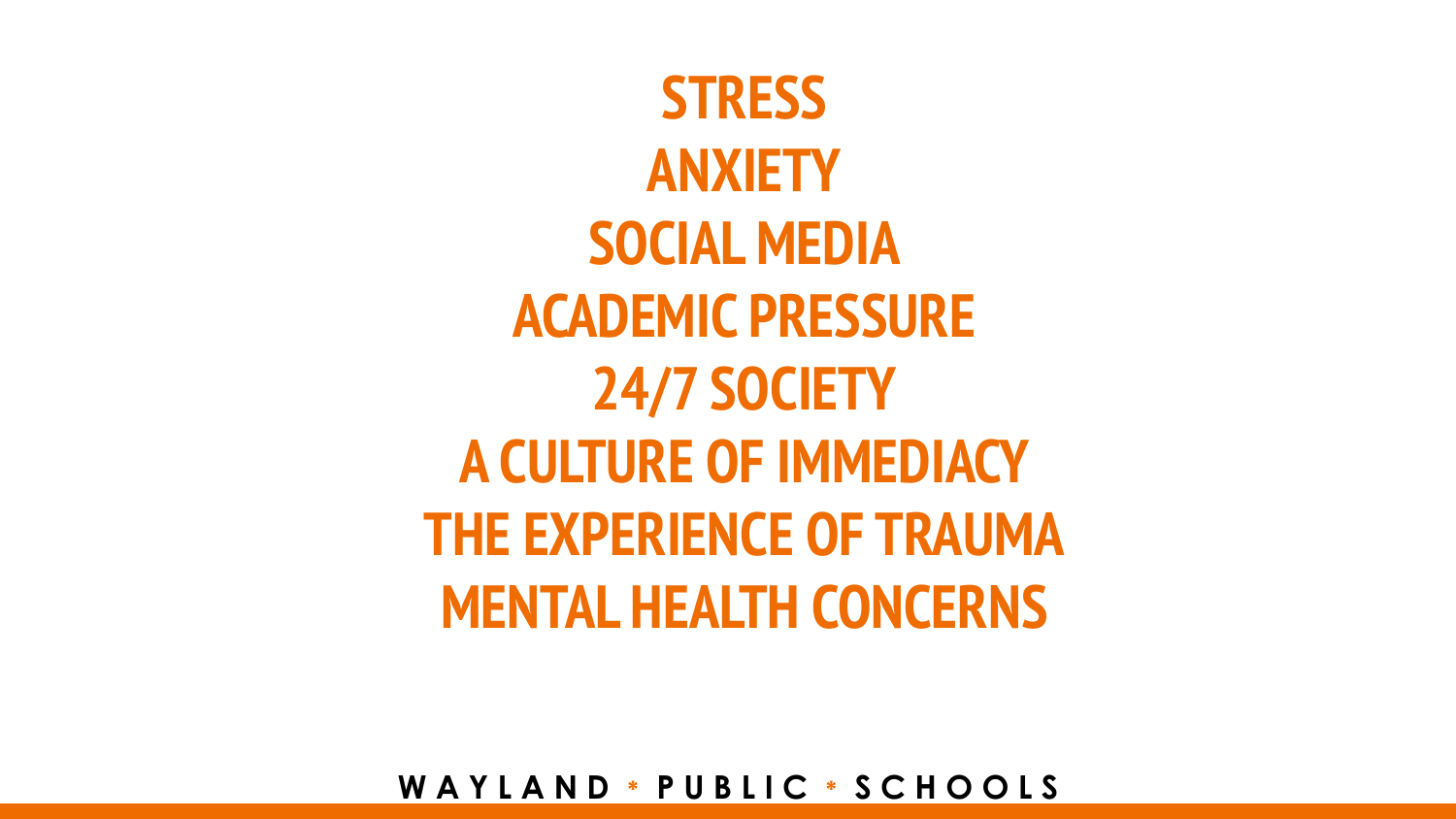**STRESS**
**ANXIETY**
**SOCIAL MEDIA**
**ACADEMIC PRESSURE**
**24/7 SOCIETY**
**A CULTURE OF IMMEDIACY**
**THE EXPERIENCE OF TRAUMA**
**MENTAL HEALTH CONCERNS**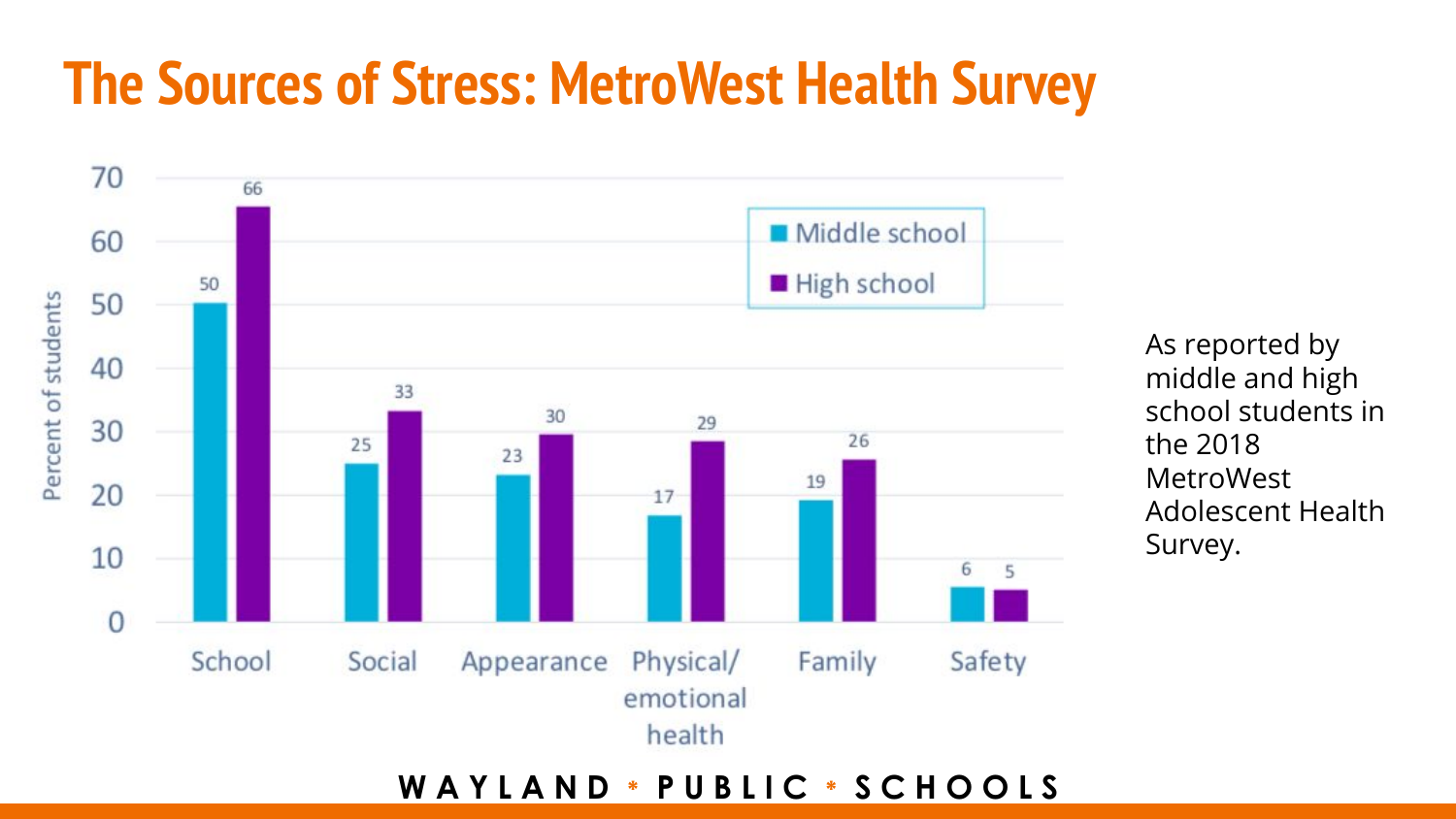# The Sources of Stress: MetroWest Health Survey

| | Middle school | High school |
|---|---|---|
| School | 50 | 66 |
| Social | 25 | 33 |
| Appearance | 23 | 30 |
| Physical/ emotional health | 17 | 29 |
| Family | 19 | 26 |
| Safety | 6 | 5 |

Percent of students

As reported by middle and high school students in the 2018 MetroWest Adolescent Health Survey.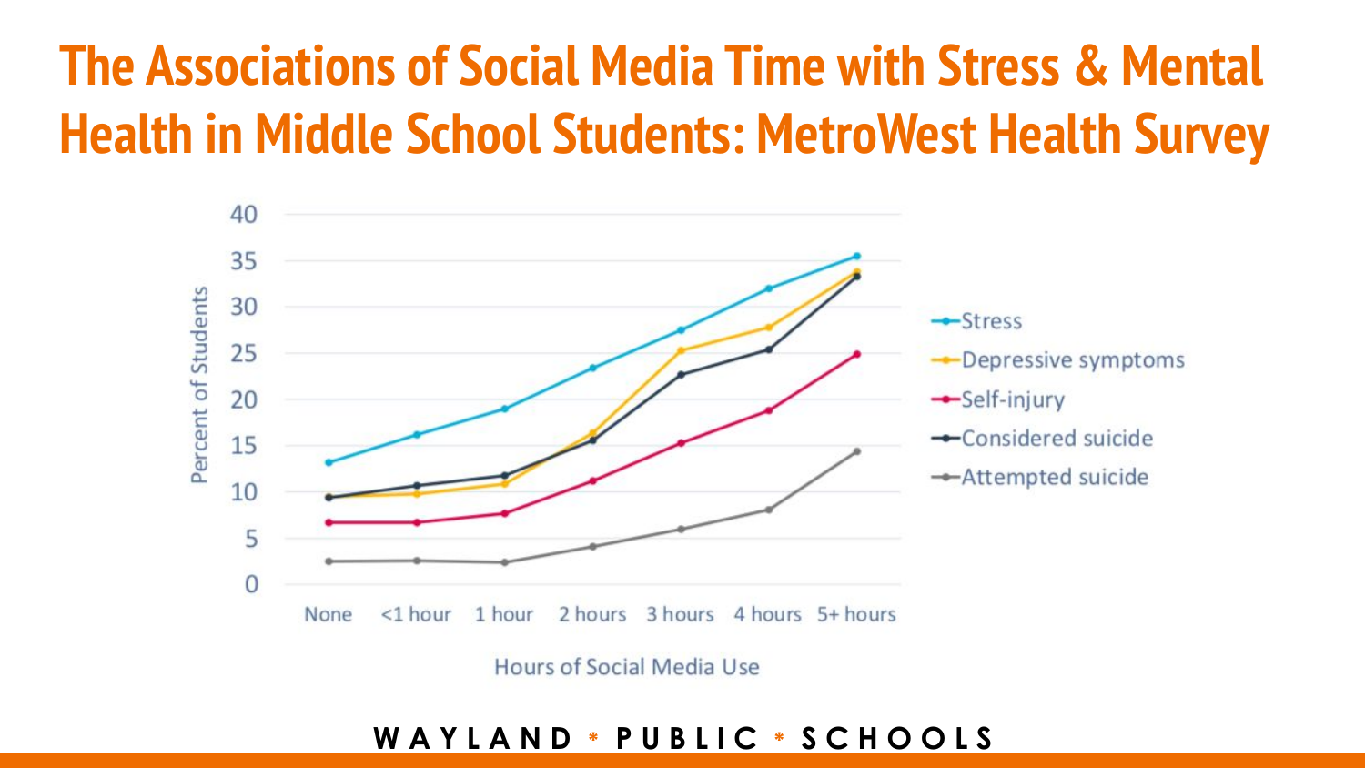# The Associations of Social Media Time with Stress & Mental Health in Middle School Students: MetroWest Health Survey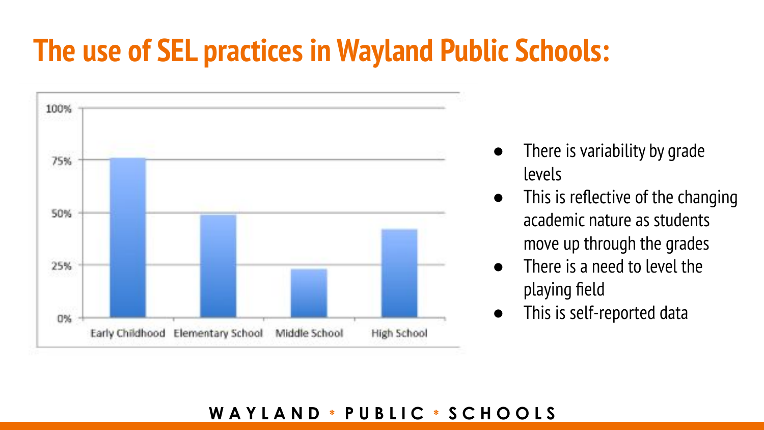# The use of SEL practices in Wayland Public Schools:

- There is variability by grade levels
- This is reflective of the changing academic nature as students move up through the grades
- There is a need to level the playing field
- This is self-reported data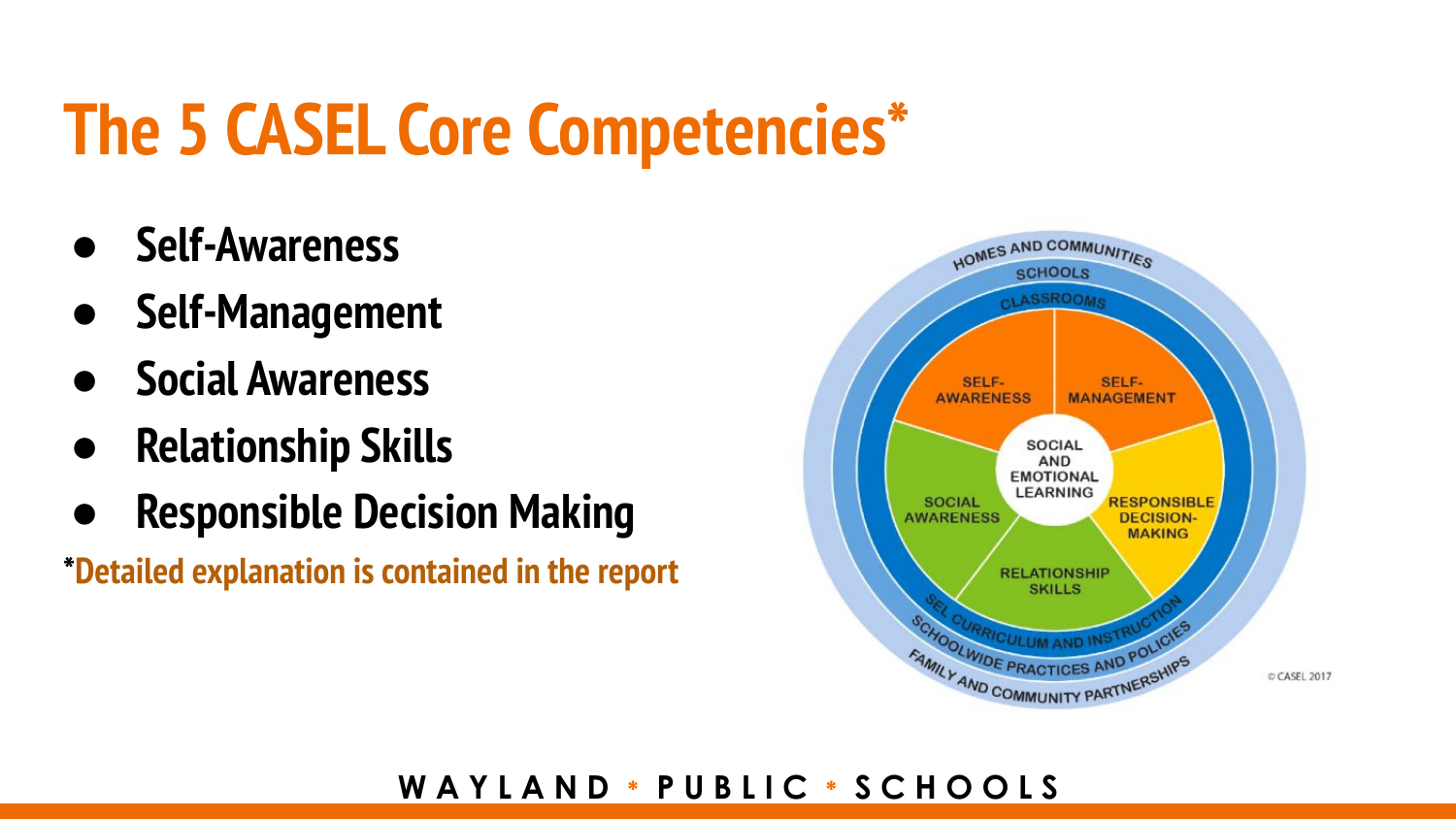# The 5 CASEL Core Competencies*

- **Self-Awareness**
- **Self-Management**
- **Social Awareness**
- **Relationship Skills**
- **Responsible Decision Making**

***Detailed explanation is contained in the report**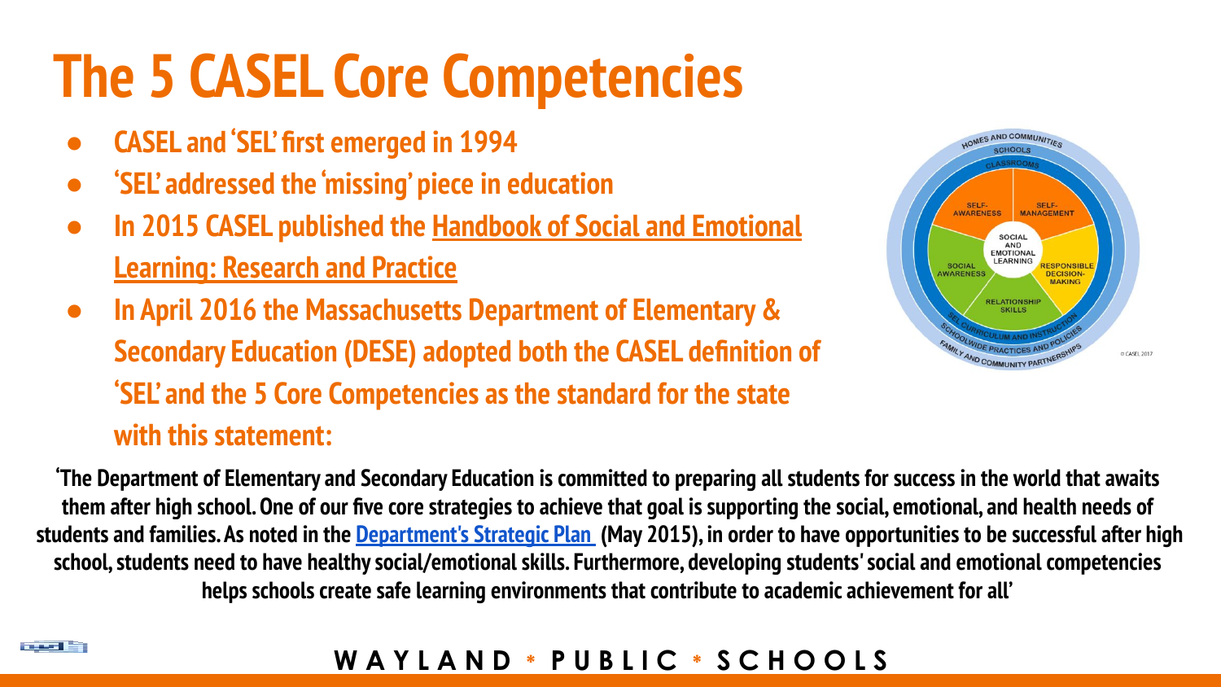# The 5 CASEL Core Competencies

- **CASEL and 'SEL' first emerged in 1994**
- **'SEL' addressed the 'missing' piece in education**
- **In 2015 CASEL published the Handbook of Social and Emotional Learning: Research and Practice**
- **In April 2016 the Massachusetts Department of Elementary & Secondary Education (DESE) adopted both the CASEL definition of 'SEL' and the 5 Core Competencies as the standard for the state with this statement:**

**'The Department of Elementary and Secondary Education is committed to preparing all students for success in the world that awaits them after high school. One of our five core strategies to achieve that goal is supporting the social, emotional, and health needs of students and families. As noted in the Department's Strategic Plan (May 2015), in order to have opportunities to be successful after high school, students need to have healthy social/emotional skills. Furthermore, developing students' social and emotional competencies helps schools create safe learning environments that contribute to academic achievement for all'**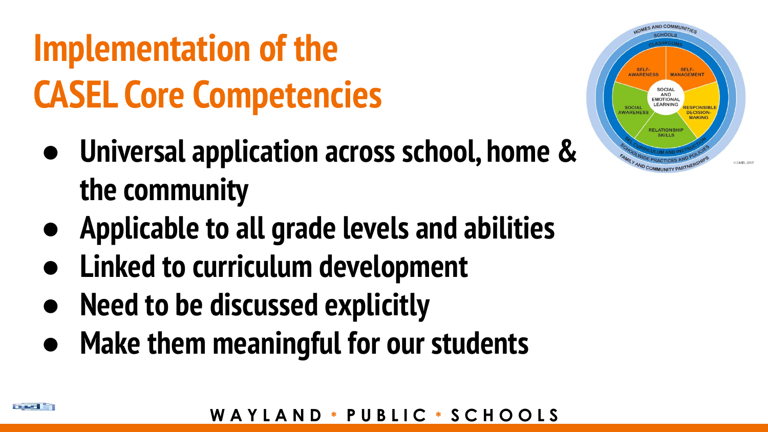# Implementation of the CASEL Core Competencies

- Universal application across school, home & the community
- Applicable to all grade levels and abilities
- Linked to curriculum development
- Need to be discussed explicitly
- Make them meaningful for our students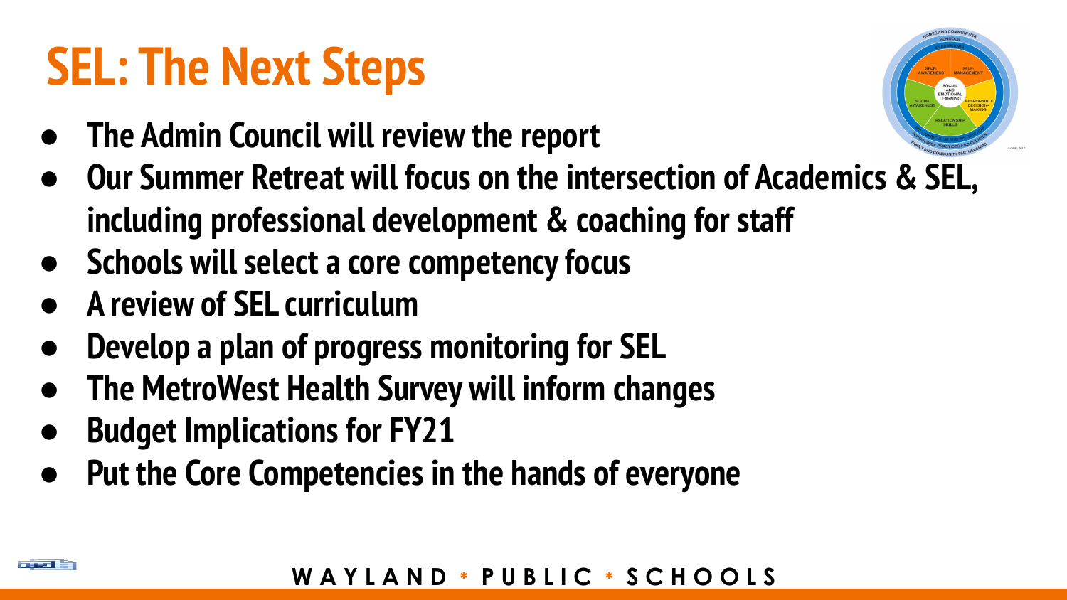# SEL: The Next Steps

- **The Admin Council will review the report**
- **Our Summer Retreat will focus on the intersection of Academics & SEL, including professional development & coaching for staff**
- **Schools will select a core competency focus**
- **A review of SEL curriculum**
- **Develop a plan of progress monitoring for SEL**
- **The MetroWest Health Survey will inform changes**
- **Budget Implications for FY21**
- **Put the Core Competencies in the hands of everyone**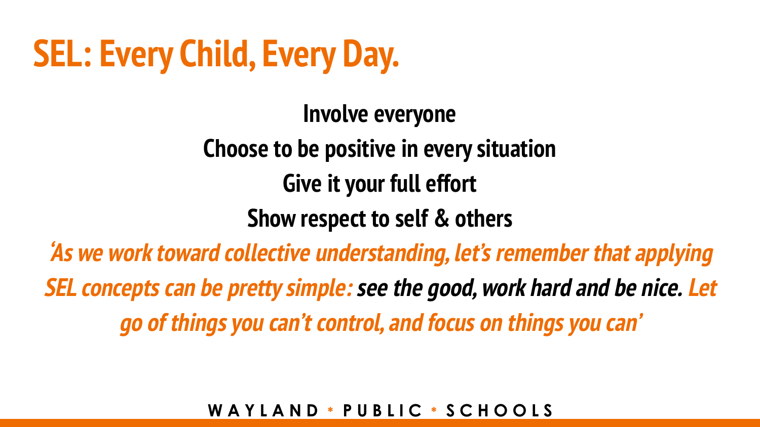# SEL: Every Child, Every Day.

**Involve everyone**

**Choose to be positive in every situation**

**Give it your full effort**

**Show respect to self & others**

***'As we work toward collective understanding, let's remember that applying SEL concepts can be pretty simple: see the good, work hard and be nice. Let go of things you can't control, and focus on things you can'***

WAYLAND * PUBLIC * SCHOOLS